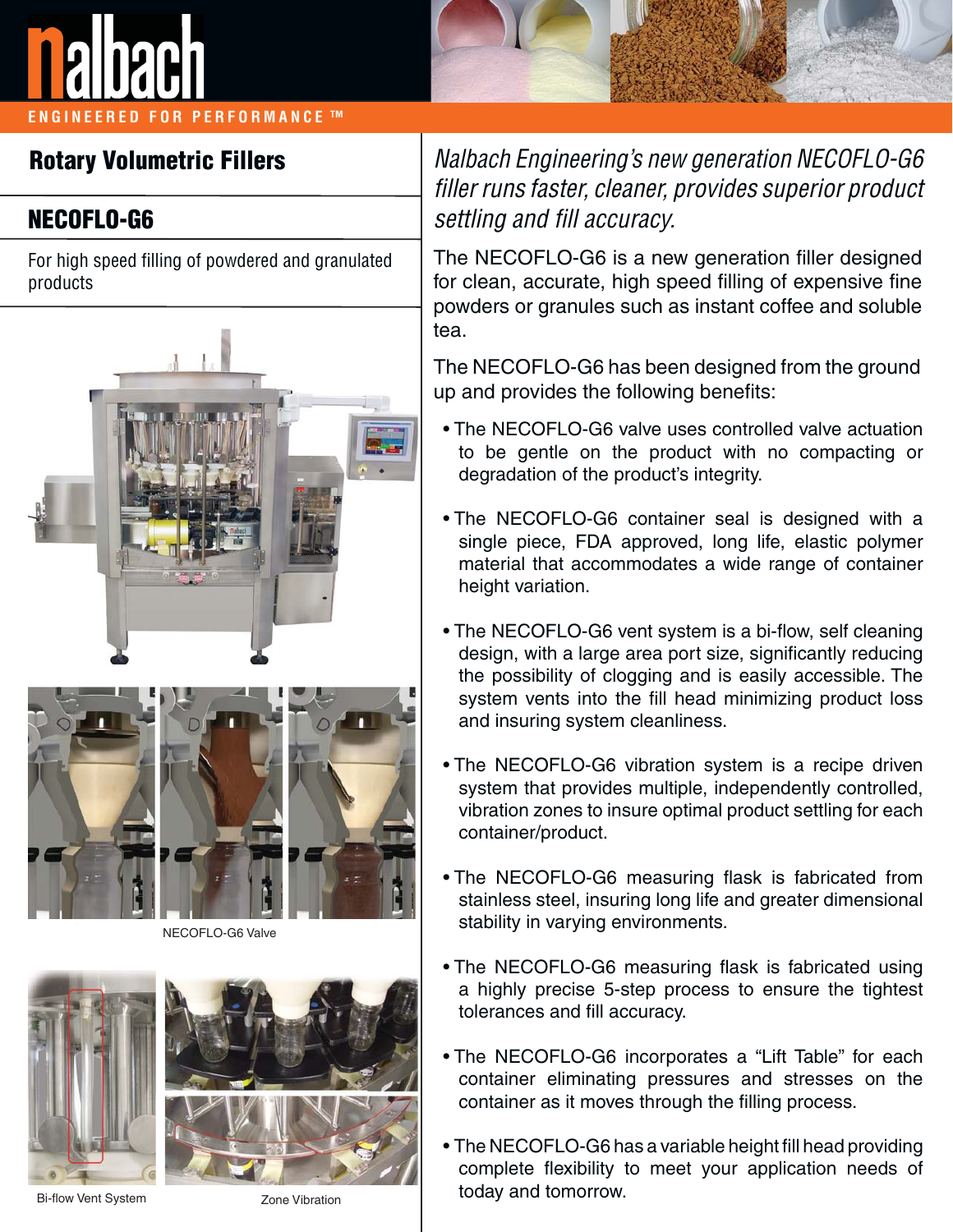nalbach

ENGINEERED FOR PERFORMANCE ™

## Rotary Volumetric Fillers

## NECOFLO-G6

For high speed filling of powdered and granulated products

NECOFLO-G6 Valve

Bi-flow Vent System

Zone Vibration

*Nalbach Engineering's new generation NECOFLO-G6 filler runs faster, cleaner, provides superior product settling and fill accuracy.*

The NECOFLO-G6 is a new generation filler designed for clean, accurate, high speed filling of expensive fine powders or granules such as instant coffee and soluble tea.

The NECOFLO-G6 has been designed from the ground up and provides the following benefits:

- The NECOFLO-G6 valve uses controlled valve actuation to be gentle on the product with no compacting or degradation of the product's integrity.
- The NECOFLO-G6 container seal is designed with a single piece, FDA approved, long life, elastic polymer material that accommodates a wide range of container height variation.
- The NECOFLO-G6 vent system is a bi-flow, self cleaning design, with a large area port size, significantly reducing the possibility of clogging and is easily accessible. The system vents into the fill head minimizing product loss and insuring system cleanliness.
- The NECOFLO-G6 vibration system is a recipe driven system that provides multiple, independently controlled, vibration zones to insure optimal product settling for each container/product.
- The NECOFLO-G6 measuring flask is fabricated from stainless steel, insuring long life and greater dimensional stability in varying environments.
- The NECOFLO-G6 measuring flask is fabricated using a highly precise 5-step process to ensure the tightest tolerances and fill accuracy.
- The NECOFLO-G6 incorporates a "Lift Table" for each container eliminating pressures and stresses on the container as it moves through the filling process.
- The NECOFLO-G6 has a variable height fill head providing complete flexibility to meet your application needs of today and tomorrow.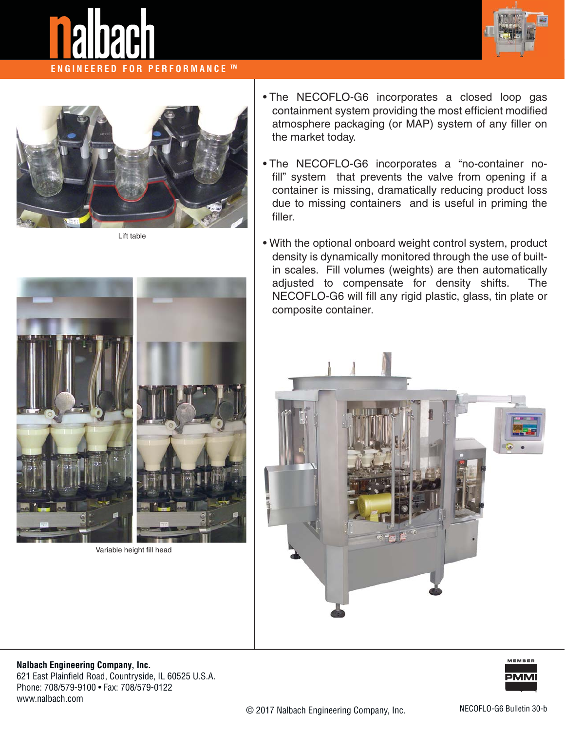nalbach

ENGINEERED FOR PERFORMANCE ™

Lift table

Variable height fill head

- The NECOFLO-G6 incorporates a closed loop gas containment system providing the most efficient modified atmosphere packaging (or MAP) system of any filler on the market today.
- The NECOFLO-G6 incorporates a "no-container no-fill" system that prevents the valve from opening if a container is missing, dramatically reducing product loss due to missing containers and is useful in priming the filler.
- With the optional onboard weight control system, product density is dynamically monitored through the use of built-in scales. Fill volumes (weights) are then automatically adjusted to compensate for density shifts. The NECOFLO-G6 will fill any rigid plastic, glass, tin plate or composite container.

**Nalbach Engineering Company, Inc.**
621 East Plainfield Road, Countryside, IL 60525 U.S.A.
Phone: 708/579-9100 • Fax: 708/579-0122
www.nalbach.com

© 2017 Nalbach Engineering Company, Inc.

MEMBER PMMI

NECOFLO-G6 Bulletin 30-b